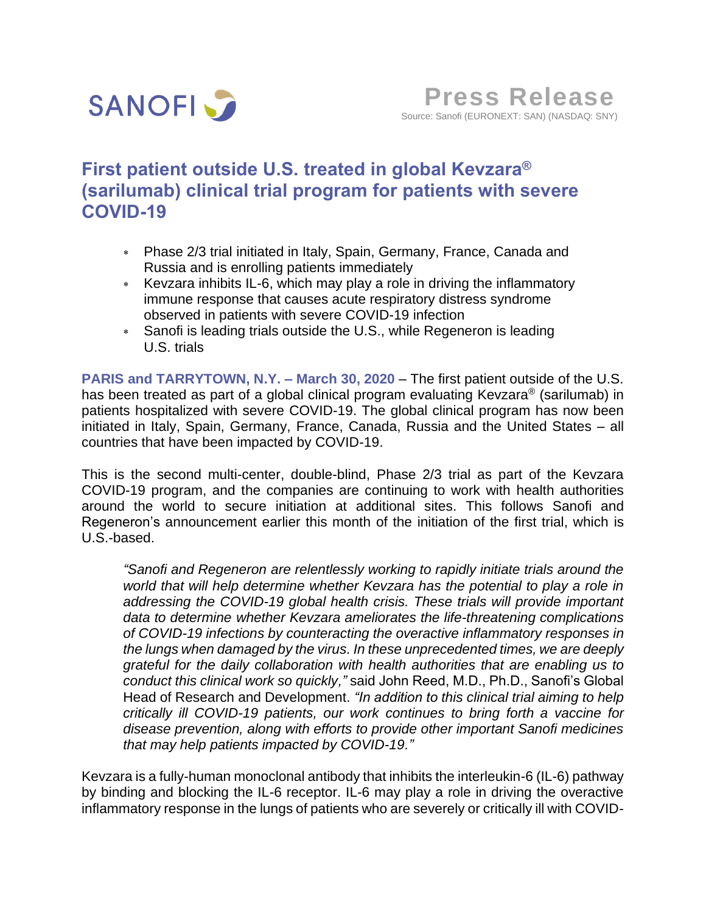SANOFI

**Press Release**

Source: Sanofi (EURONEXT: SAN) (NASDAQ: SNY)

# First patient outside U.S. treated in global Kevzara® (sarilumab) clinical trial program for patients with severe COVID-19

- Phase 2/3 trial initiated in Italy, Spain, Germany, France, Canada and Russia and is enrolling patients immediately
- Kevzara inhibits IL-6, which may play a role in driving the inflammatory immune response that causes acute respiratory distress syndrome observed in patients with severe COVID-19 infection
- Sanofi is leading trials outside the U.S., while Regeneron is leading U.S. trials

**PARIS and TARRYTOWN, N.Y. – March 30, 2020** – The first patient outside of the U.S. has been treated as part of a global clinical program evaluating Kevzara® (sarilumab) in patients hospitalized with severe COVID-19. The global clinical program has now been initiated in Italy, Spain, Germany, France, Canada, Russia and the United States – all countries that have been impacted by COVID-19.

This is the second multi-center, double-blind, Phase 2/3 trial as part of the Kevzara COVID-19 program, and the companies are continuing to work with health authorities around the world to secure initiation at additional sites. This follows Sanofi and Regeneron's announcement earlier this month of the initiation of the first trial, which is U.S.-based.

> *"Sanofi and Regeneron are relentlessly working to rapidly initiate trials around the world that will help determine whether Kevzara has the potential to play a role in addressing the COVID-19 global health crisis. These trials will provide important data to determine whether Kevzara ameliorates the life-threatening complications of COVID-19 infections by counteracting the overactive inflammatory responses in the lungs when damaged by the virus. In these unprecedented times, we are deeply grateful for the daily collaboration with health authorities that are enabling us to conduct this clinical work so quickly,"* said John Reed, M.D., Ph.D., Sanofi's Global Head of Research and Development. *"In addition to this clinical trial aiming to help critically ill COVID-19 patients, our work continues to bring forth a vaccine for disease prevention, along with efforts to provide other important Sanofi medicines that may help patients impacted by COVID-19."*

Kevzara is a fully-human monoclonal antibody that inhibits the interleukin-6 (IL-6) pathway by binding and blocking the IL-6 receptor. IL-6 may play a role in driving the overactive inflammatory response in the lungs of patients who are severely or critically ill with COVID-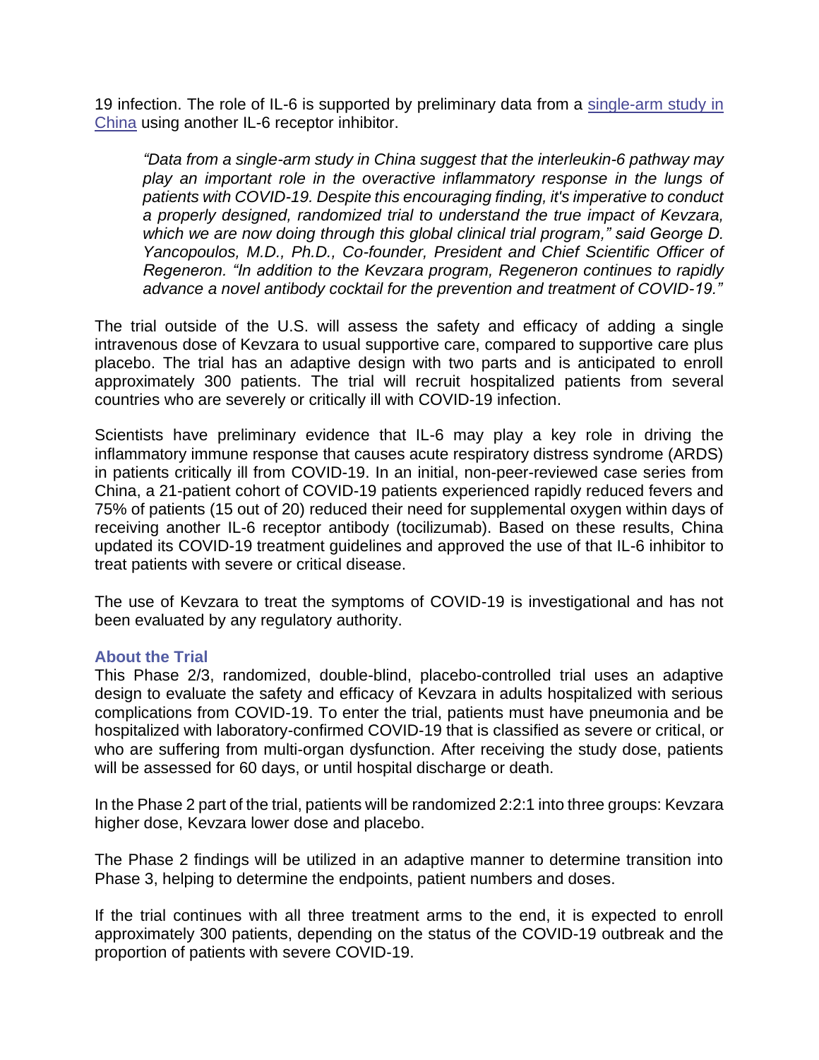19 infection. The role of IL-6 is supported by preliminary data from a [single-arm study in China](#) using another IL-6 receptor inhibitor.

> *"Data from a single-arm study in China suggest that the interleukin-6 pathway may play an important role in the overactive inflammatory response in the lungs of patients with COVID-19. Despite this encouraging finding, it's imperative to conduct a properly designed, randomized trial to understand the true impact of Kevzara, which we are now doing through this global clinical trial program," said George D. Yancopoulos, M.D., Ph.D., Co-founder, President and Chief Scientific Officer of Regeneron. "In addition to the Kevzara program, Regeneron continues to rapidly advance a novel antibody cocktail for the prevention and treatment of COVID-19."*

The trial outside of the U.S. will assess the safety and efficacy of adding a single intravenous dose of Kevzara to usual supportive care, compared to supportive care plus placebo. The trial has an adaptive design with two parts and is anticipated to enroll approximately 300 patients. The trial will recruit hospitalized patients from several countries who are severely or critically ill with COVID-19 infection.

Scientists have preliminary evidence that IL-6 may play a key role in driving the inflammatory immune response that causes acute respiratory distress syndrome (ARDS) in patients critically ill from COVID-19. In an initial, non-peer-reviewed case series from China, a 21-patient cohort of COVID-19 patients experienced rapidly reduced fevers and 75% of patients (15 out of 20) reduced their need for supplemental oxygen within days of receiving another IL-6 receptor antibody (tocilizumab). Based on these results, China updated its COVID-19 treatment guidelines and approved the use of that IL-6 inhibitor to treat patients with severe or critical disease.

The use of Kevzara to treat the symptoms of COVID-19 is investigational and has not been evaluated by any regulatory authority.

### About the Trial

This Phase 2/3, randomized, double-blind, placebo-controlled trial uses an adaptive design to evaluate the safety and efficacy of Kevzara in adults hospitalized with serious complications from COVID-19. To enter the trial, patients must have pneumonia and be hospitalized with laboratory-confirmed COVID-19 that is classified as severe or critical, or who are suffering from multi-organ dysfunction. After receiving the study dose, patients will be assessed for 60 days, or until hospital discharge or death.

In the Phase 2 part of the trial, patients will be randomized 2:2:1 into three groups: Kevzara higher dose, Kevzara lower dose and placebo.

The Phase 2 findings will be utilized in an adaptive manner to determine transition into Phase 3, helping to determine the endpoints, patient numbers and doses.

If the trial continues with all three treatment arms to the end, it is expected to enroll approximately 300 patients, depending on the status of the COVID-19 outbreak and the proportion of patients with severe COVID-19.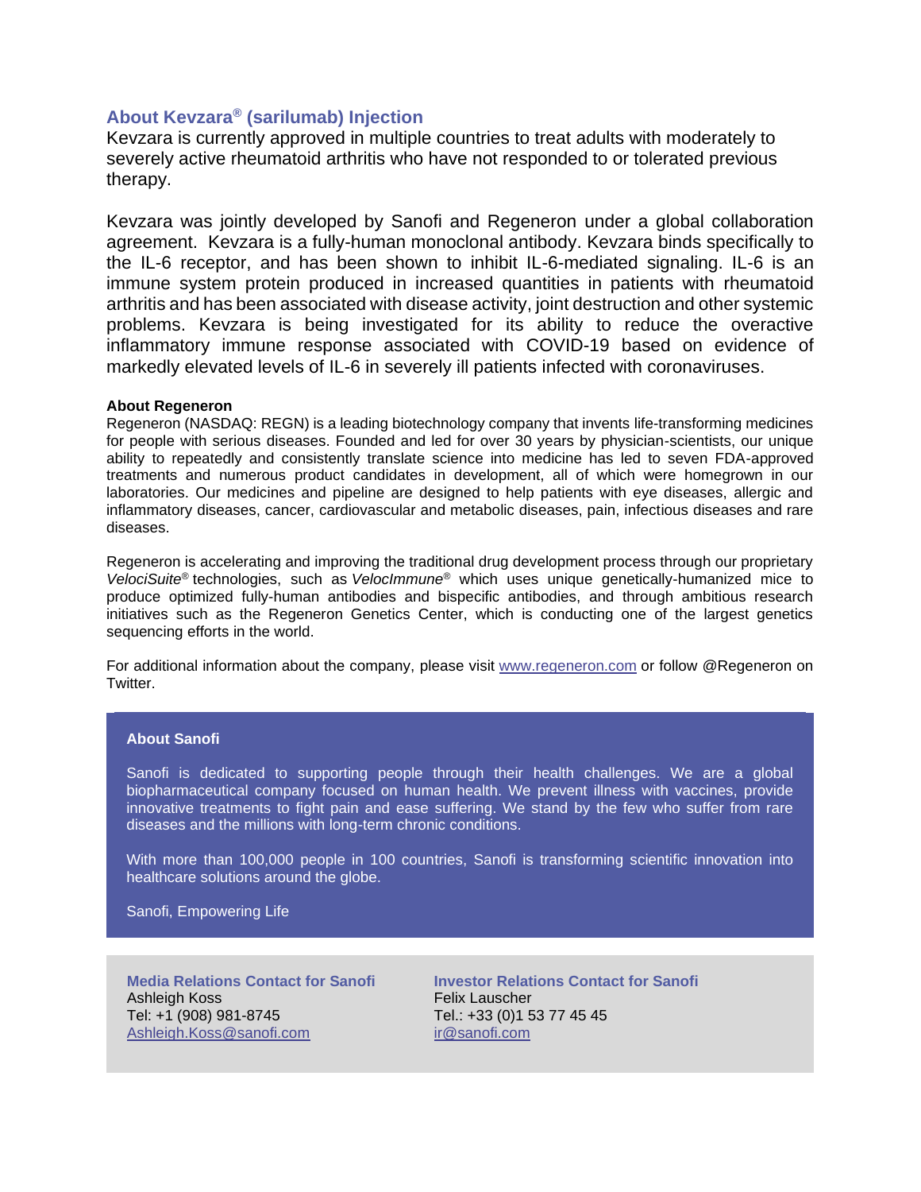## About Kevzara® (sarilumab) Injection

Kevzara is currently approved in multiple countries to treat adults with moderately to severely active rheumatoid arthritis who have not responded to or tolerated previous therapy.

Kevzara was jointly developed by Sanofi and Regeneron under a global collaboration agreement. Kevzara is a fully-human monoclonal antibody. Kevzara binds specifically to the IL-6 receptor, and has been shown to inhibit IL-6-mediated signaling. IL-6 is an immune system protein produced in increased quantities in patients with rheumatoid arthritis and has been associated with disease activity, joint destruction and other systemic problems. Kevzara is being investigated for its ability to reduce the overactive inflammatory immune response associated with COVID-19 based on evidence of markedly elevated levels of IL-6 in severely ill patients infected with coronaviruses.

**About Regeneron**

Regeneron (NASDAQ: REGN) is a leading biotechnology company that invents life-transforming medicines for people with serious diseases. Founded and led for over 30 years by physician-scientists, our unique ability to repeatedly and consistently translate science into medicine has led to seven FDA-approved treatments and numerous product candidates in development, all of which were homegrown in our laboratories. Our medicines and pipeline are designed to help patients with eye diseases, allergic and inflammatory diseases, cancer, cardiovascular and metabolic diseases, pain, infectious diseases and rare diseases.

Regeneron is accelerating and improving the traditional drug development process through our proprietary *VelociSuite*® technologies, such as *VelocImmune*® which uses unique genetically-humanized mice to produce optimized fully-human antibodies and bispecific antibodies, and through ambitious research initiatives such as the Regeneron Genetics Center, which is conducting one of the largest genetics sequencing efforts in the world.

For additional information about the company, please visit www.regeneron.com or follow @Regeneron on Twitter.

**About Sanofi**

Sanofi is dedicated to supporting people through their health challenges. We are a global biopharmaceutical company focused on human health. We prevent illness with vaccines, provide innovative treatments to fight pain and ease suffering. We stand by the few who suffer from rare diseases and the millions with long-term chronic conditions.

With more than 100,000 people in 100 countries, Sanofi is transforming scientific innovation into healthcare solutions around the globe.

Sanofi, Empowering Life

**Media Relations Contact for Sanofi**
Ashleigh Koss
Tel: +1 (908) 981-8745
Ashleigh.Koss@sanofi.com

**Investor Relations Contact for Sanofi**
Felix Lauscher
Tel.: +33 (0)1 53 77 45 45
ir@sanofi.com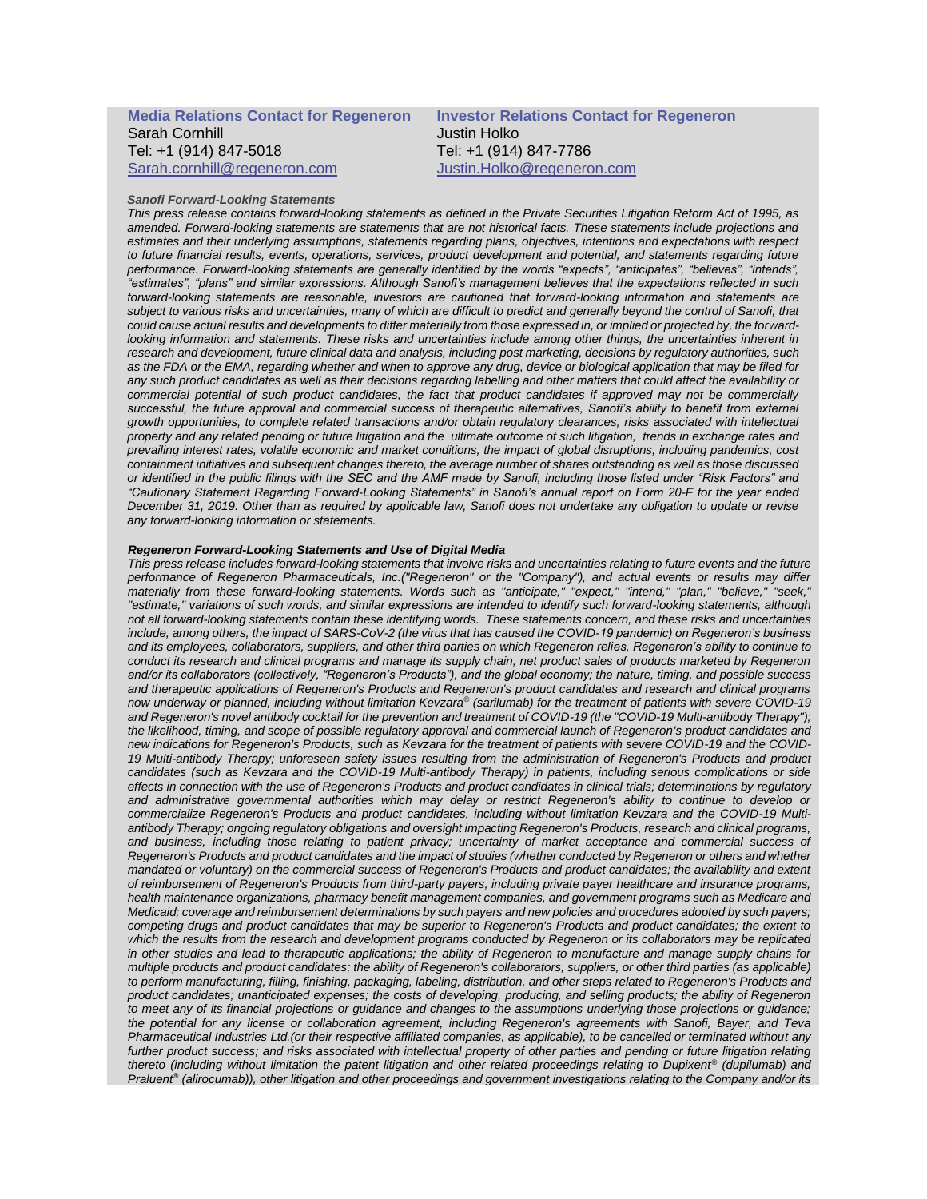**Media Relations Contact for Regeneron**
Sarah Cornhill
Tel: +1 (914) 847-5018
Sarah.cornhill@regeneron.com

**Investor Relations Contact for Regeneron**
Justin Holko
Tel: +1 (914) 847-7786
Justin.Holko@regeneron.com

***Sanofi Forward-Looking Statements***

*This press release contains forward-looking statements as defined in the Private Securities Litigation Reform Act of 1995, as amended. Forward-looking statements are statements that are not historical facts. These statements include projections and estimates and their underlying assumptions, statements regarding plans, objectives, intentions and expectations with respect to future financial results, events, operations, services, product development and potential, and statements regarding future performance. Forward-looking statements are generally identified by the words "expects", "anticipates", "believes", "intends", "estimates", "plans" and similar expressions. Although Sanofi's management believes that the expectations reflected in such forward-looking statements are reasonable, investors are cautioned that forward-looking information and statements are subject to various risks and uncertainties, many of which are difficult to predict and generally beyond the control of Sanofi, that could cause actual results and developments to differ materially from those expressed in, or implied or projected by, the forward-looking information and statements. These risks and uncertainties include among other things, the uncertainties inherent in research and development, future clinical data and analysis, including post marketing, decisions by regulatory authorities, such as the FDA or the EMA, regarding whether and when to approve any drug, device or biological application that may be filed for any such product candidates as well as their decisions regarding labelling and other matters that could affect the availability or commercial potential of such product candidates, the fact that product candidates if approved may not be commercially successful, the future approval and commercial success of therapeutic alternatives, Sanofi's ability to benefit from external growth opportunities, to complete related transactions and/or obtain regulatory clearances, risks associated with intellectual property and any related pending or future litigation and the ultimate outcome of such litigation, trends in exchange rates and prevailing interest rates, volatile economic and market conditions, the impact of global disruptions, including pandemics, cost containment initiatives and subsequent changes thereto, the average number of shares outstanding as well as those discussed or identified in the public filings with the SEC and the AMF made by Sanofi, including those listed under "Risk Factors" and "Cautionary Statement Regarding Forward-Looking Statements" in Sanofi's annual report on Form 20-F for the year ended December 31, 2019. Other than as required by applicable law, Sanofi does not undertake any obligation to update or revise any forward-looking information or statements.*

***Regeneron Forward-Looking Statements and Use of Digital Media***

*This press release includes forward-looking statements that involve risks and uncertainties relating to future events and the future performance of Regeneron Pharmaceuticals, Inc.("Regeneron" or the "Company"), and actual events or results may differ materially from these forward-looking statements. Words such as "anticipate," "expect," "intend," "plan," "believe," "seek," "estimate," variations of such words, and similar expressions are intended to identify such forward-looking statements, although not all forward-looking statements contain these identifying words. These statements concern, and these risks and uncertainties include, among others, the impact of SARS-CoV-2 (the virus that has caused the COVID-19 pandemic) on Regeneron's business and its employees, collaborators, suppliers, and other third parties on which Regeneron relies, Regeneron's ability to continue to conduct its research and clinical programs and manage its supply chain, net product sales of products marketed by Regeneron and/or its collaborators (collectively, "Regeneron's Products"), and the global economy; the nature, timing, and possible success and therapeutic applications of Regeneron's Products and Regeneron's product candidates and research and clinical programs now underway or planned, including without limitation Kevzara® (sarilumab) for the treatment of patients with severe COVID-19 and Regeneron's novel antibody cocktail for the prevention and treatment of COVID-19 (the "COVID-19 Multi-antibody Therapy"); the likelihood, timing, and scope of possible regulatory approval and commercial launch of Regeneron's product candidates and new indications for Regeneron's Products, such as Kevzara for the treatment of patients with severe COVID-19 and the COVID-19 Multi-antibody Therapy; unforeseen safety issues resulting from the administration of Regeneron's Products and product candidates (such as Kevzara and the COVID-19 Multi-antibody Therapy) in patients, including serious complications or side effects in connection with the use of Regeneron's Products and product candidates in clinical trials; determinations by regulatory and administrative governmental authorities which may delay or restrict Regeneron's ability to continue to develop or commercialize Regeneron's Products and product candidates, including without limitation Kevzara and the COVID-19 Multi-antibody Therapy; ongoing regulatory obligations and oversight impacting Regeneron's Products, research and clinical programs, and business, including those relating to patient privacy; uncertainty of market acceptance and commercial success of Regeneron's Products and product candidates and the impact of studies (whether conducted by Regeneron or others and whether mandated or voluntary) on the commercial success of Regeneron's Products and product candidates; the availability and extent of reimbursement of Regeneron's Products from third-party payers, including private payer healthcare and insurance programs, health maintenance organizations, pharmacy benefit management companies, and government programs such as Medicare and Medicaid; coverage and reimbursement determinations by such payers and new policies and procedures adopted by such payers; competing drugs and product candidates that may be superior to Regeneron's Products and product candidates; the extent to which the results from the research and development programs conducted by Regeneron or its collaborators may be replicated in other studies and lead to therapeutic applications; the ability of Regeneron to manufacture and manage supply chains for multiple products and product candidates; the ability of Regeneron's collaborators, suppliers, or other third parties (as applicable) to perform manufacturing, filling, finishing, packaging, labeling, distribution, and other steps related to Regeneron's Products and product candidates; unanticipated expenses; the costs of developing, producing, and selling products; the ability of Regeneron to meet any of its financial projections or guidance and changes to the assumptions underlying those projections or guidance; the potential for any license or collaboration agreement, including Regeneron's agreements with Sanofi, Bayer, and Teva Pharmaceutical Industries Ltd.(or their respective affiliated companies, as applicable), to be cancelled or terminated without any further product success; and risks associated with intellectual property of other parties and pending or future litigation relating thereto (including without limitation the patent litigation and other related proceedings relating to Dupixent® (dupilumab) and Praluent® (alirocumab)), other litigation and other proceedings and government investigations relating to the Company and/or its*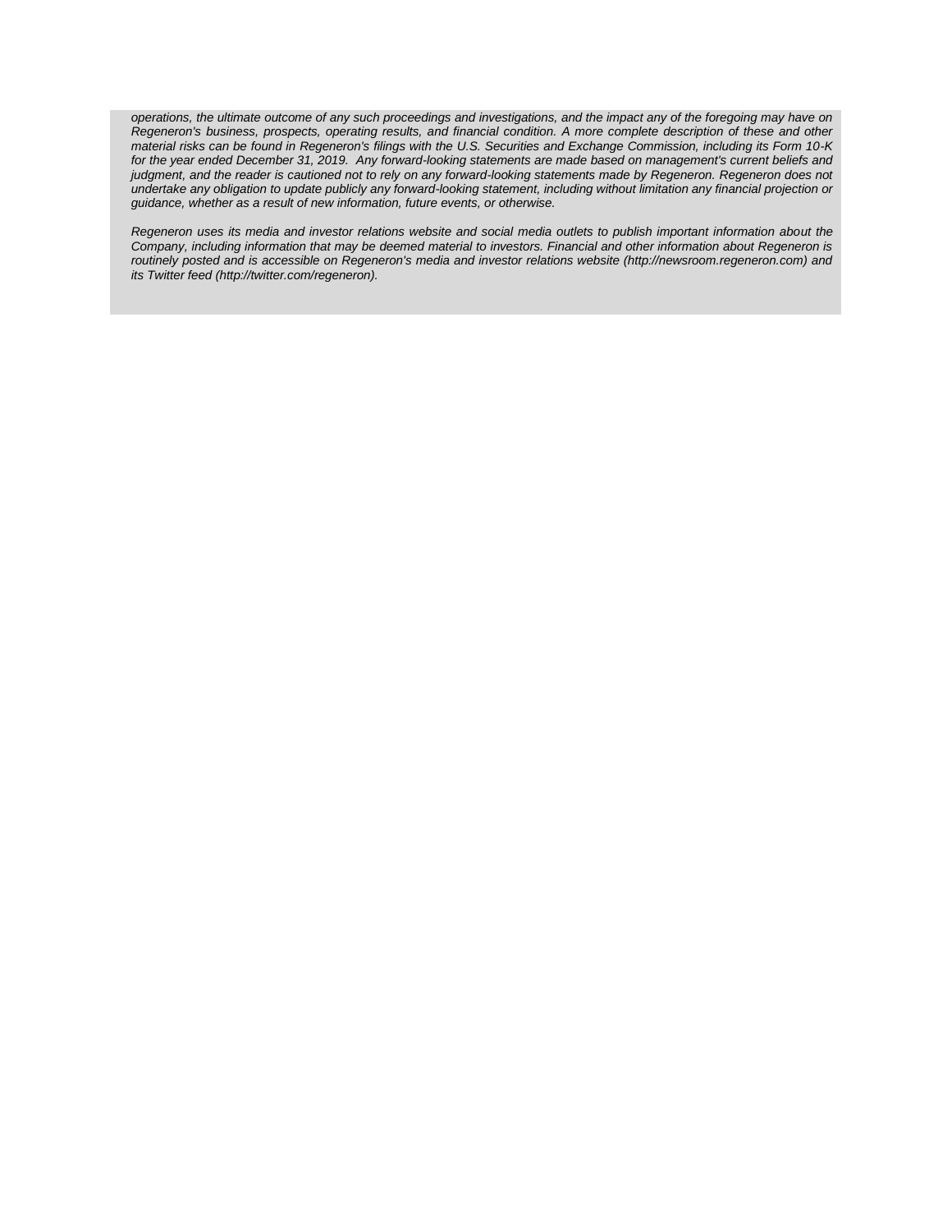*operations, the ultimate outcome of any such proceedings and investigations, and the impact any of the foregoing may have on Regeneron's business, prospects, operating results, and financial condition. A more complete description of these and other material risks can be found in Regeneron's filings with the U.S. Securities and Exchange Commission, including its Form 10-K for the year ended December 31, 2019. Any forward-looking statements are made based on management's current beliefs and judgment, and the reader is cautioned not to rely on any forward-looking statements made by Regeneron. Regeneron does not undertake any obligation to update publicly any forward-looking statement, including without limitation any financial projection or guidance, whether as a result of new information, future events, or otherwise.*

*Regeneron uses its media and investor relations website and social media outlets to publish important information about the Company, including information that may be deemed material to investors. Financial and other information about Regeneron is routinely posted and is accessible on Regeneron's media and investor relations website (http://newsroom.regeneron.com) and its Twitter feed (http://twitter.com/regeneron).*